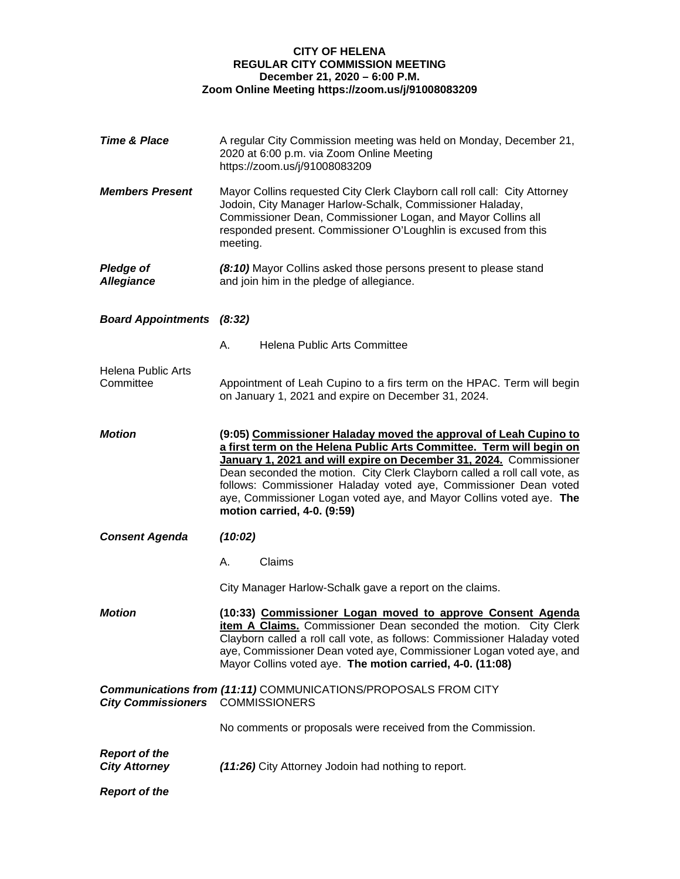**CITY OF HELENA**
**REGULAR CITY COMMISSION MEETING**
**December 21, 2020 – 6:00 P.M.**
**Zoom Online Meeting https://zoom.us/j/91008083209**

***Time & Place***

A regular City Commission meeting was held on Monday, December 21, 2020 at 6:00 p.m. via Zoom Online Meeting https://zoom.us/j/91008083209

***Members Present***

Mayor Collins requested City Clerk Clayborn call roll call: City Attorney Jodoin, City Manager Harlow-Schalk, Commissioner Haladay, Commissioner Dean, Commissioner Logan, and Mayor Collins all responded present. Commissioner O'Loughlin is excused from this meeting.

***Pledge of Allegiance***

***(8:10)*** Mayor Collins asked those persons present to please stand and join him in the pledge of allegiance.

***Board Appointments (8:32)***

A. Helena Public Arts Committee

Helena Public Arts Committee

Appointment of Leah Cupino to a firs term on the HPAC. Term will begin on January 1, 2021 and expire on December 31, 2024.

***Motion***

**(9:05) <u>Commissioner Haladay moved the approval of Leah Cupino to a first term on the Helena Public Arts Committee. Term will begin on January 1, 2021 and will expire on December 31, 2024.</u>** Commissioner Dean seconded the motion. City Clerk Clayborn called a roll call vote, as follows: Commissioner Haladay voted aye, Commissioner Dean voted aye, Commissioner Logan voted aye, and Mayor Collins voted aye. **The motion carried, 4-0. (9:59)**

***Consent Agenda (10:02)***

A. Claims

City Manager Harlow-Schalk gave a report on the claims.

***Motion***

**(10:33) <u>Commissioner Logan moved to approve Consent Agenda item A Claims.</u>** Commissioner Dean seconded the motion. City Clerk Clayborn called a roll call vote, as follows: Commissioner Haladay voted aye, Commissioner Dean voted aye, Commissioner Logan voted aye, and Mayor Collins voted aye. **The motion carried, 4-0. (11:08)**

***Communications from City Commissioners***

***(11:11)*** COMMUNICATIONS/PROPOSALS FROM CITY COMMISSIONERS

No comments or proposals were received from the Commission.

***Report of the City Attorney***

***(11:26)*** City Attorney Jodoin had nothing to report.

***Report of the***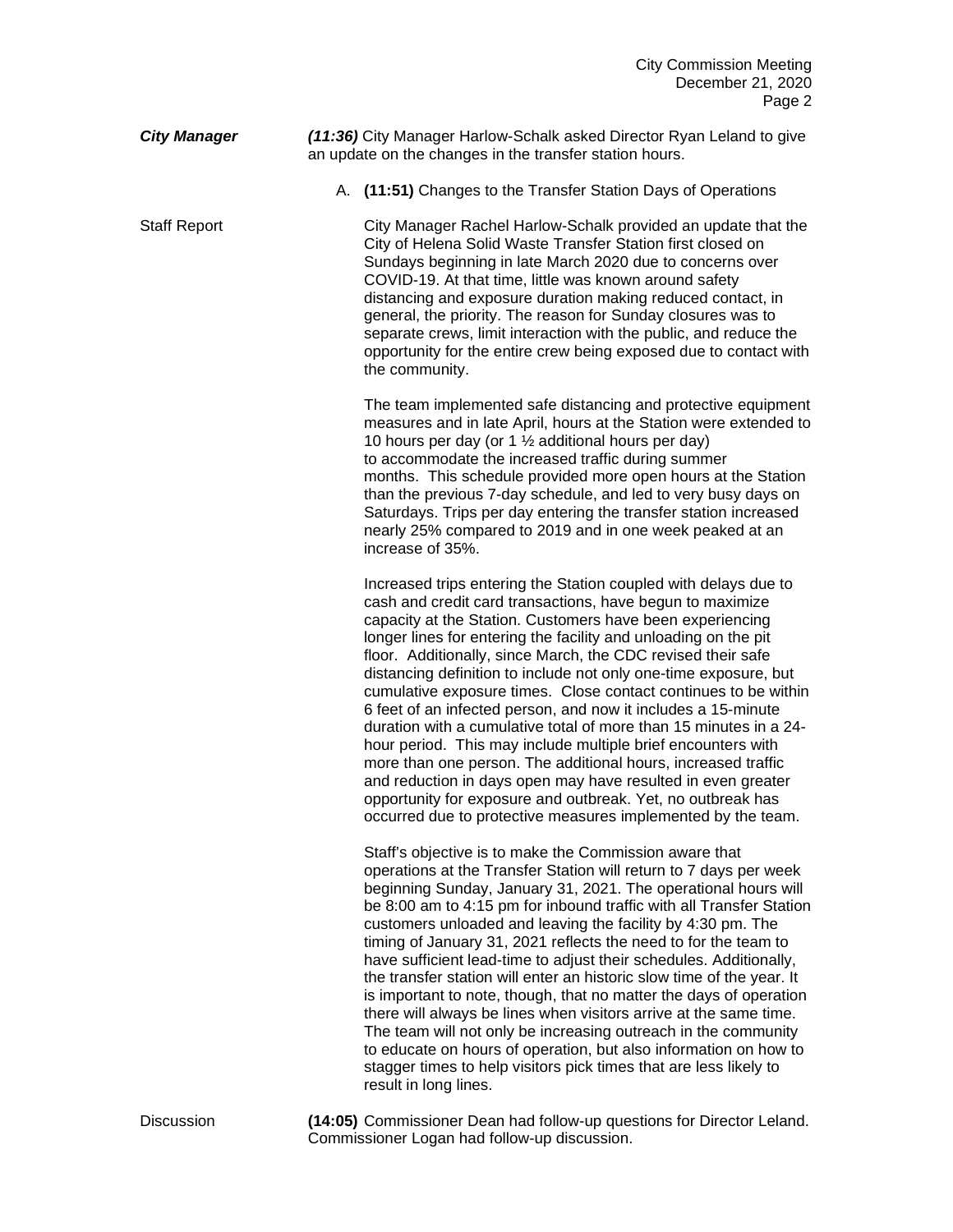***City Manager*** ***(11:36)*** City Manager Harlow-Schalk asked Director Ryan Leland to give an update on the changes in the transfer station hours.

A. **(11:51)** Changes to the Transfer Station Days of Operations

Staff Report

City Manager Rachel Harlow-Schalk provided an update that the City of Helena Solid Waste Transfer Station first closed on Sundays beginning in late March 2020 due to concerns over COVID-19. At that time, little was known around safety distancing and exposure duration making reduced contact, in general, the priority. The reason for Sunday closures was to separate crews, limit interaction with the public, and reduce the opportunity for the entire crew being exposed due to contact with the community.

The team implemented safe distancing and protective equipment measures and in late April, hours at the Station were extended to 10 hours per day (or 1 ½ additional hours per day) to accommodate the increased traffic during summer months. This schedule provided more open hours at the Station than the previous 7-day schedule, and led to very busy days on Saturdays. Trips per day entering the transfer station increased nearly 25% compared to 2019 and in one week peaked at an increase of 35%.

Increased trips entering the Station coupled with delays due to cash and credit card transactions, have begun to maximize capacity at the Station. Customers have been experiencing longer lines for entering the facility and unloading on the pit floor. Additionally, since March, the CDC revised their safe distancing definition to include not only one-time exposure, but cumulative exposure times. Close contact continues to be within 6 feet of an infected person, and now it includes a 15-minute duration with a cumulative total of more than 15 minutes in a 24-hour period. This may include multiple brief encounters with more than one person. The additional hours, increased traffic and reduction in days open may have resulted in even greater opportunity for exposure and outbreak. Yet, no outbreak has occurred due to protective measures implemented by the team.

Staff's objective is to make the Commission aware that operations at the Transfer Station will return to 7 days per week beginning Sunday, January 31, 2021. The operational hours will be 8:00 am to 4:15 pm for inbound traffic with all Transfer Station customers unloaded and leaving the facility by 4:30 pm. The timing of January 31, 2021 reflects the need to for the team to have sufficient lead-time to adjust their schedules. Additionally, the transfer station will enter an historic slow time of the year. It is important to note, though, that no matter the days of operation there will always be lines when visitors arrive at the same time. The team will not only be increasing outreach in the community to educate on hours of operation, but also information on how to stagger times to help visitors pick times that are less likely to result in long lines.

Discussion **(14:05)** Commissioner Dean had follow-up questions for Director Leland. Commissioner Logan had follow-up discussion.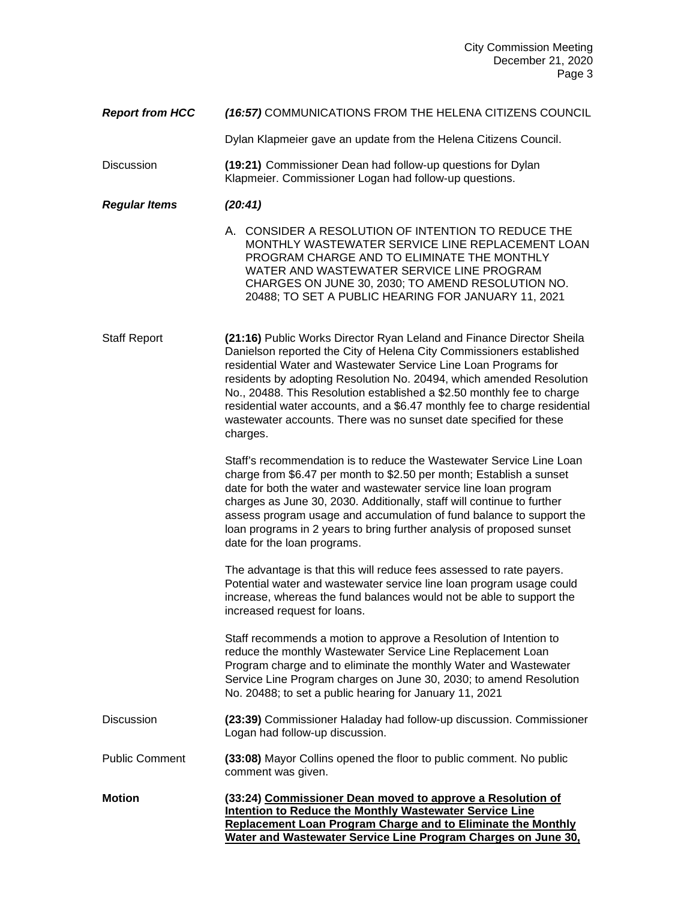***Report from HCC*** ***(16:57)*** COMMUNICATIONS FROM THE HELENA CITIZENS COUNCIL

Dylan Klapmeier gave an update from the Helena Citizens Council.

Discussion **(19:21)** Commissioner Dean had follow-up questions for Dylan Klapmeier. Commissioner Logan had follow-up questions.

***Regular Items*** ***(20:41)***

A. CONSIDER A RESOLUTION OF INTENTION TO REDUCE THE MONTHLY WASTEWATER SERVICE LINE REPLACEMENT LOAN PROGRAM CHARGE AND TO ELIMINATE THE MONTHLY WATER AND WASTEWATER SERVICE LINE PROGRAM CHARGES ON JUNE 30, 2030; TO AMEND RESOLUTION NO. 20488; TO SET A PUBLIC HEARING FOR JANUARY 11, 2021

Staff Report **(21:16)** Public Works Director Ryan Leland and Finance Director Sheila Danielson reported the City of Helena City Commissioners established residential Water and Wastewater Service Line Loan Programs for residents by adopting Resolution No. 20494, which amended Resolution No., 20488. This Resolution established a $2.50 monthly fee to charge residential water accounts, and a $6.47 monthly fee to charge residential wastewater accounts. There was no sunset date specified for these charges.

Staff's recommendation is to reduce the Wastewater Service Line Loan charge from $6.47 per month to $2.50 per month; Establish a sunset date for both the water and wastewater service line loan program charges as June 30, 2030. Additionally, staff will continue to further assess program usage and accumulation of fund balance to support the loan programs in 2 years to bring further analysis of proposed sunset date for the loan programs.

The advantage is that this will reduce fees assessed to rate payers. Potential water and wastewater service line loan program usage could increase, whereas the fund balances would not be able to support the increased request for loans.

Staff recommends a motion to approve a Resolution of Intention to reduce the monthly Wastewater Service Line Replacement Loan Program charge and to eliminate the monthly Water and Wastewater Service Line Program charges on June 30, 2030; to amend Resolution No. 20488; to set a public hearing for January 11, 2021

Discussion **(23:39)** Commissioner Haladay had follow-up discussion. Commissioner Logan had follow-up discussion.

Public Comment **(33:08)** Mayor Collins opened the floor to public comment. No public comment was given.

**Motion** **(33:24) Commissioner Dean moved to approve a Resolution of Intention to Reduce the Monthly Wastewater Service Line Replacement Loan Program Charge and to Eliminate the Monthly Water and Wastewater Service Line Program Charges on June 30,**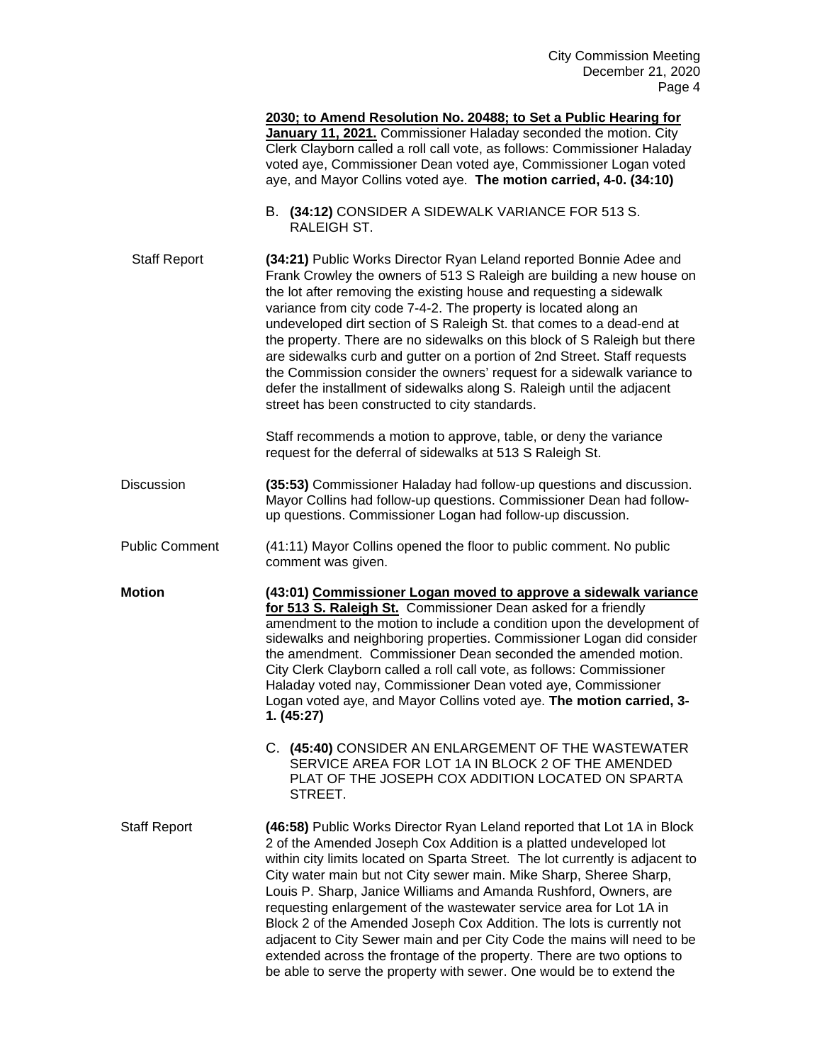**2030; to Amend Resolution No. 20488; to Set a Public Hearing for January 11, 2021.** Commissioner Haladay seconded the motion. City Clerk Clayborn called a roll call vote, as follows: Commissioner Haladay voted aye, Commissioner Dean voted aye, Commissioner Logan voted aye, and Mayor Collins voted aye. **The motion carried, 4-0. (34:10)**

B. **(34:12)** CONSIDER A SIDEWALK VARIANCE FOR 513 S. RALEIGH ST.

Staff Report

**(34:21)** Public Works Director Ryan Leland reported Bonnie Adee and Frank Crowley the owners of 513 S Raleigh are building a new house on the lot after removing the existing house and requesting a sidewalk variance from city code 7-4-2. The property is located along an undeveloped dirt section of S Raleigh St. that comes to a dead-end at the property. There are no sidewalks on this block of S Raleigh but there are sidewalks curb and gutter on a portion of 2nd Street. Staff requests the Commission consider the owners' request for a sidewalk variance to defer the installment of sidewalks along S. Raleigh until the adjacent street has been constructed to city standards.

Staff recommends a motion to approve, table, or deny the variance request for the deferral of sidewalks at 513 S Raleigh St.

Discussion

**(35:53)** Commissioner Haladay had follow-up questions and discussion. Mayor Collins had follow-up questions. Commissioner Dean had follow-up questions. Commissioner Logan had follow-up discussion.

Public Comment

(41:11) Mayor Collins opened the floor to public comment. No public comment was given.

**Motion**

**(43:01) Commissioner Logan moved to approve a sidewalk variance for 513 S. Raleigh St.** Commissioner Dean asked for a friendly amendment to the motion to include a condition upon the development of sidewalks and neighboring properties. Commissioner Logan did consider the amendment. Commissioner Dean seconded the amended motion. City Clerk Clayborn called a roll call vote, as follows: Commissioner Haladay voted nay, Commissioner Dean voted aye, Commissioner Logan voted aye, and Mayor Collins voted aye. **The motion carried, 3-1. (45:27)**

C. **(45:40)** CONSIDER AN ENLARGEMENT OF THE WASTEWATER SERVICE AREA FOR LOT 1A IN BLOCK 2 OF THE AMENDED PLAT OF THE JOSEPH COX ADDITION LOCATED ON SPARTA STREET.

Staff Report

**(46:58)** Public Works Director Ryan Leland reported that Lot 1A in Block 2 of the Amended Joseph Cox Addition is a platted undeveloped lot within city limits located on Sparta Street. The lot currently is adjacent to City water main but not City sewer main. Mike Sharp, Sheree Sharp, Louis P. Sharp, Janice Williams and Amanda Rushford, Owners, are requesting enlargement of the wastewater service area for Lot 1A in Block 2 of the Amended Joseph Cox Addition. The lots is currently not adjacent to City Sewer main and per City Code the mains will need to be extended across the frontage of the property. There are two options to be able to serve the property with sewer. One would be to extend the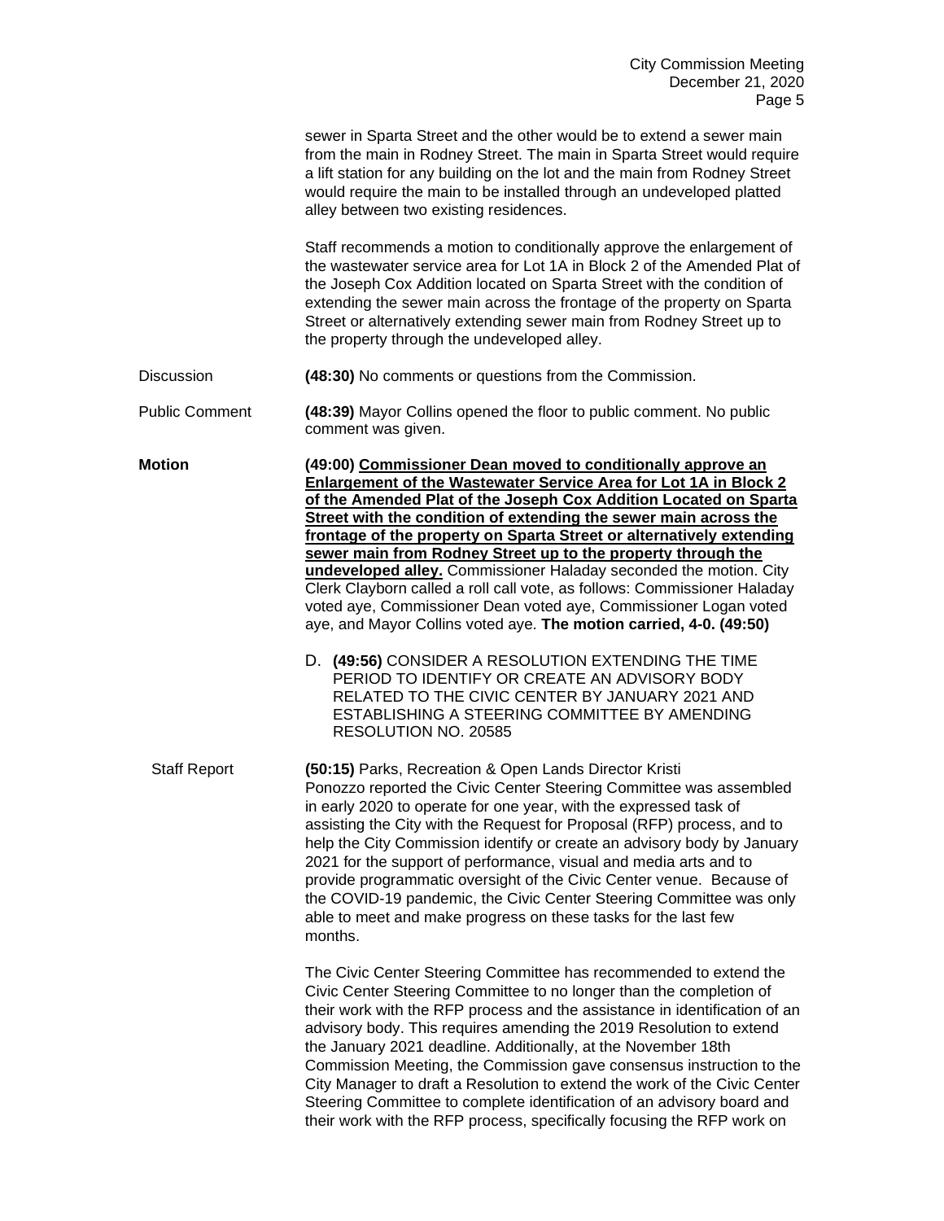sewer in Sparta Street and the other would be to extend a sewer main from the main in Rodney Street. The main in Sparta Street would require a lift station for any building on the lot and the main from Rodney Street would require the main to be installed through an undeveloped platted alley between two existing residences.

Staff recommends a motion to conditionally approve the enlargement of the wastewater service area for Lot 1A in Block 2 of the Amended Plat of the Joseph Cox Addition located on Sparta Street with the condition of extending the sewer main across the frontage of the property on Sparta Street or alternatively extending sewer main from Rodney Street up to the property through the undeveloped alley.

Discussion **(48:30)** No comments or questions from the Commission.

Public Comment **(48:39)** Mayor Collins opened the floor to public comment. No public comment was given.

**Motion** **(49:00) Commissioner Dean moved to conditionally approve an Enlargement of the Wastewater Service Area for Lot 1A in Block 2 of the Amended Plat of the Joseph Cox Addition Located on Sparta Street with the condition of extending the sewer main across the frontage of the property on Sparta Street or alternatively extending sewer main from Rodney Street up to the property through the undeveloped alley.** Commissioner Haladay seconded the motion. City Clerk Clayborn called a roll call vote, as follows: Commissioner Haladay voted aye, Commissioner Dean voted aye, Commissioner Logan voted aye, and Mayor Collins voted aye. **The motion carried, 4-0. (49:50)**

D. **(49:56)** CONSIDER A RESOLUTION EXTENDING THE TIME PERIOD TO IDENTIFY OR CREATE AN ADVISORY BODY RELATED TO THE CIVIC CENTER BY JANUARY 2021 AND ESTABLISHING A STEERING COMMITTEE BY AMENDING RESOLUTION NO. 20585

Staff Report **(50:15)** Parks, Recreation & Open Lands Director Kristi Ponozzo reported the Civic Center Steering Committee was assembled in early 2020 to operate for one year, with the expressed task of assisting the City with the Request for Proposal (RFP) process, and to help the City Commission identify or create an advisory body by January 2021 for the support of performance, visual and media arts and to provide programmatic oversight of the Civic Center venue. Because of the COVID-19 pandemic, the Civic Center Steering Committee was only able to meet and make progress on these tasks for the last few months.

The Civic Center Steering Committee has recommended to extend the Civic Center Steering Committee to no longer than the completion of their work with the RFP process and the assistance in identification of an advisory body. This requires amending the 2019 Resolution to extend the January 2021 deadline. Additionally, at the November 18th Commission Meeting, the Commission gave consensus instruction to the City Manager to draft a Resolution to extend the work of the Civic Center Steering Committee to complete identification of an advisory board and their work with the RFP process, specifically focusing the RFP work on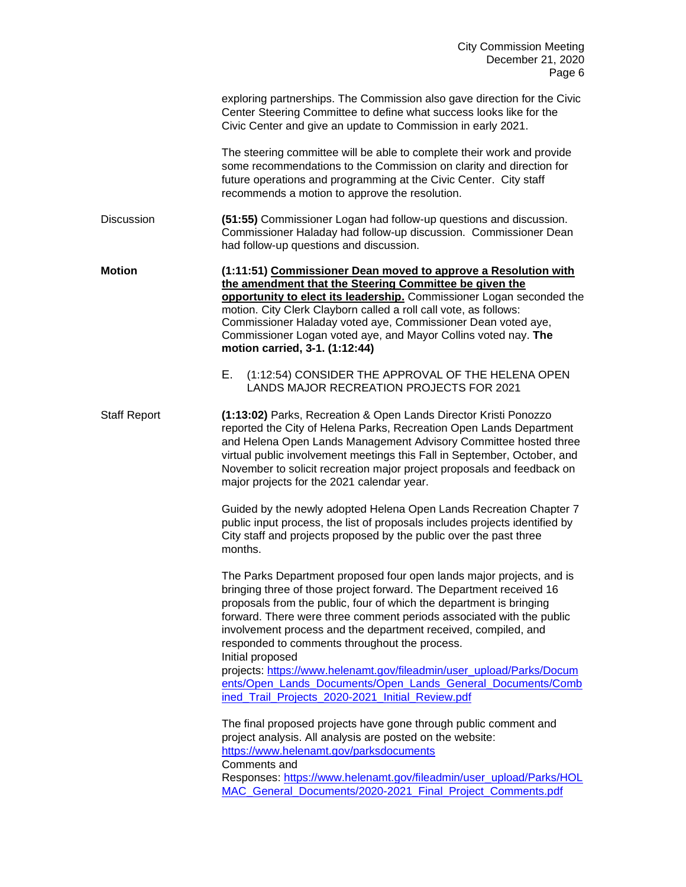exploring partnerships. The Commission also gave direction for the Civic Center Steering Committee to define what success looks like for the Civic Center and give an update to Commission in early 2021.

The steering committee will be able to complete their work and provide some recommendations to the Commission on clarity and direction for future operations and programming at the Civic Center. City staff recommends a motion to approve the resolution.

Discussion **(51:55)** Commissioner Logan had follow-up questions and discussion. Commissioner Haladay had follow-up discussion. Commissioner Dean had follow-up questions and discussion.

**Motion** **(1:11:51) Commissioner Dean moved to approve a Resolution with the amendment that the Steering Committee be given the opportunity to elect its leadership.** Commissioner Logan seconded the motion. City Clerk Clayborn called a roll call vote, as follows: Commissioner Haladay voted aye, Commissioner Dean voted aye, Commissioner Logan voted aye, and Mayor Collins voted nay. **The motion carried, 3-1. (1:12:44)**

E. (1:12:54) CONSIDER THE APPROVAL OF THE HELENA OPEN LANDS MAJOR RECREATION PROJECTS FOR 2021

Staff Report **(1:13:02)** Parks, Recreation & Open Lands Director Kristi Ponozzo reported the City of Helena Parks, Recreation Open Lands Department and Helena Open Lands Management Advisory Committee hosted three virtual public involvement meetings this Fall in September, October, and November to solicit recreation major project proposals and feedback on major projects for the 2021 calendar year.

Guided by the newly adopted Helena Open Lands Recreation Chapter 7 public input process, the list of proposals includes projects identified by City staff and projects proposed by the public over the past three months.

The Parks Department proposed four open lands major projects, and is bringing three of those project forward. The Department received 16 proposals from the public, four of which the department is bringing forward. There were three comment periods associated with the public involvement process and the department received, compiled, and responded to comments throughout the process.
Initial proposed projects: https://www.helenamt.gov/fileadmin/user_upload/Parks/Documents/Open_Lands_Documents/Open_Lands_General_Documents/Combined_Trail_Projects_2020-2021_Initial_Review.pdf

The final proposed projects have gone through public comment and project analysis. All analysis are posted on the website: https://www.helenamt.gov/parksdocuments
Comments and Responses: https://www.helenamt.gov/fileadmin/user_upload/Parks/HOLMAC_General_Documents/2020-2021_Final_Project_Comments.pdf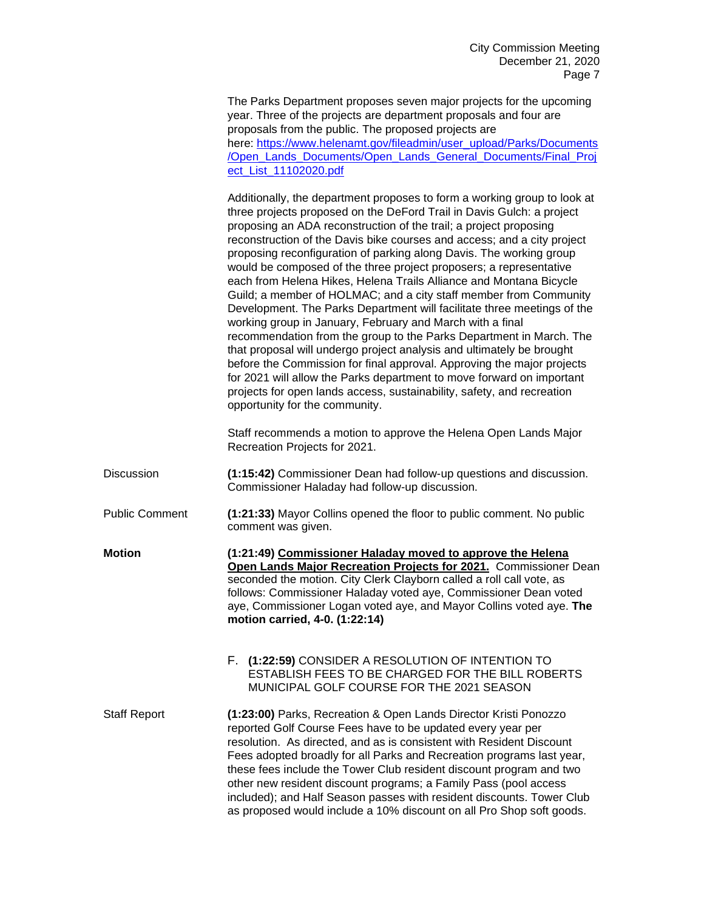The Parks Department proposes seven major projects for the upcoming year. Three of the projects are department proposals and four are proposals from the public. The proposed projects are here: [https://www.helenamt.gov/fileadmin/user_upload/Parks/Documents/Open_Lands_Documents/Open_Lands_General_Documents/Final_Project_List_11102020.pdf](https://www.helenamt.gov/fileadmin/user_upload/Parks/Documents/Open_Lands_Documents/Open_Lands_General_Documents/Final_Project_List_11102020.pdf)

Additionally, the department proposes to form a working group to look at three projects proposed on the DeFord Trail in Davis Gulch: a project proposing an ADA reconstruction of the trail; a project proposing reconstruction of the Davis bike courses and access; and a city project proposing reconfiguration of parking along Davis. The working group would be composed of the three project proposers; a representative each from Helena Hikes, Helena Trails Alliance and Montana Bicycle Guild; a member of HOLMAC; and a city staff member from Community Development. The Parks Department will facilitate three meetings of the working group in January, February and March with a final recommendation from the group to the Parks Department in March. The that proposal will undergo project analysis and ultimately be brought before the Commission for final approval. Approving the major projects for 2021 will allow the Parks department to move forward on important projects for open lands access, sustainability, safety, and recreation opportunity for the community.

Staff recommends a motion to approve the Helena Open Lands Major Recreation Projects for 2021.

Discussion — **(1:15:42)** Commissioner Dean had follow-up questions and discussion. Commissioner Haladay had follow-up discussion.

Public Comment — **(1:21:33)** Mayor Collins opened the floor to public comment. No public comment was given.

**Motion** — **(1:21:49) Commissioner Haladay moved to approve the Helena Open Lands Major Recreation Projects for 2021.** Commissioner Dean seconded the motion. City Clerk Clayborn called a roll call vote, as follows: Commissioner Haladay voted aye, Commissioner Dean voted aye, Commissioner Logan voted aye, and Mayor Collins voted aye. **The motion carried, 4-0. (1:22:14)**

F. **(1:22:59)** CONSIDER A RESOLUTION OF INTENTION TO ESTABLISH FEES TO BE CHARGED FOR THE BILL ROBERTS MUNICIPAL GOLF COURSE FOR THE 2021 SEASON

Staff Report — **(1:23:00)** Parks, Recreation & Open Lands Director Kristi Ponozzo reported Golf Course Fees have to be updated every year per resolution. As directed, and as is consistent with Resident Discount Fees adopted broadly for all Parks and Recreation programs last year, these fees include the Tower Club resident discount program and two other new resident discount programs; a Family Pass (pool access included); and Half Season passes with resident discounts. Tower Club as proposed would include a 10% discount on all Pro Shop soft goods.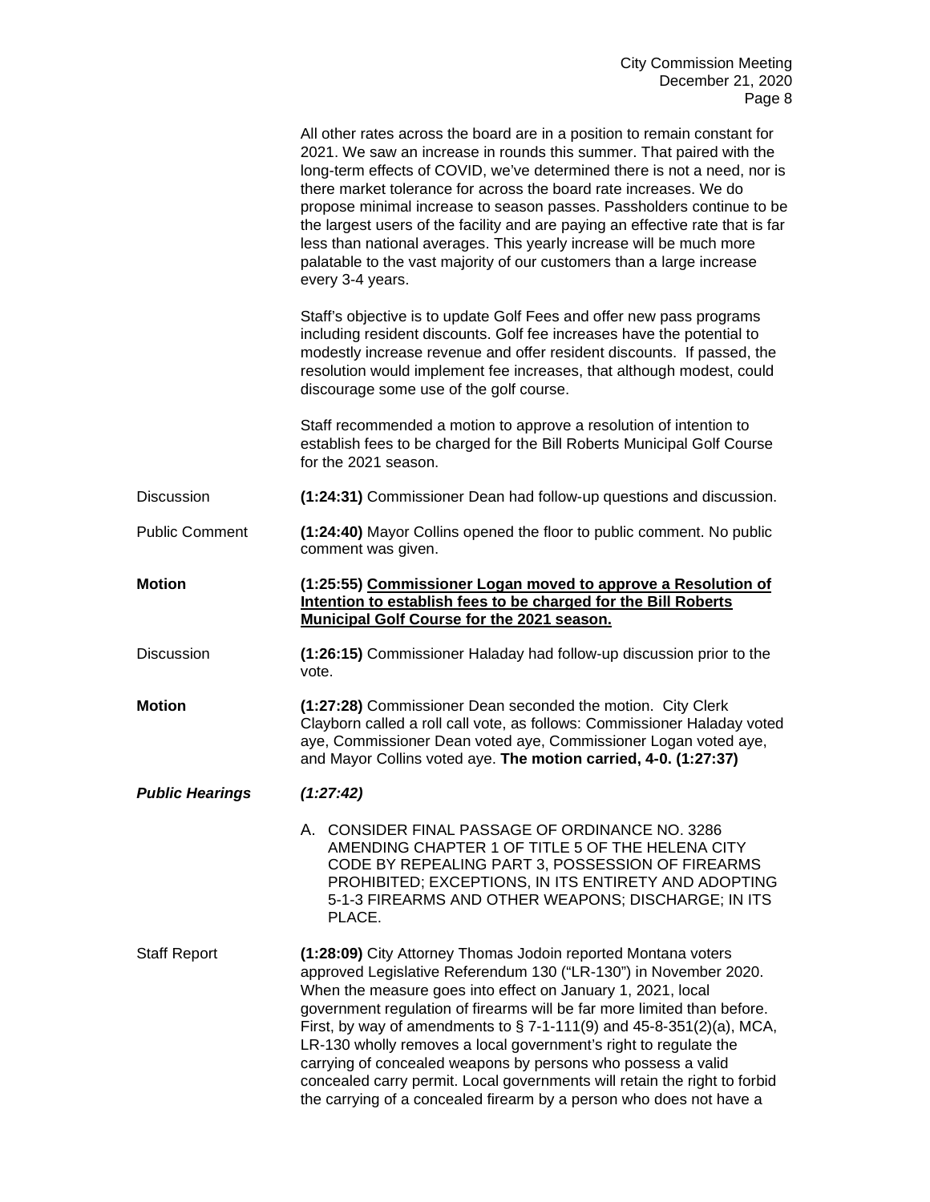All other rates across the board are in a position to remain constant for 2021. We saw an increase in rounds this summer. That paired with the long-term effects of COVID, we've determined there is not a need, nor is there market tolerance for across the board rate increases. We do propose minimal increase to season passes. Passholders continue to be the largest users of the facility and are paying an effective rate that is far less than national averages. This yearly increase will be much more palatable to the vast majority of our customers than a large increase every 3-4 years.

Staff's objective is to update Golf Fees and offer new pass programs including resident discounts. Golf fee increases have the potential to modestly increase revenue and offer resident discounts. If passed, the resolution would implement fee increases, that although modest, could discourage some use of the golf course.

Staff recommended a motion to approve a resolution of intention to establish fees to be charged for the Bill Roberts Municipal Golf Course for the 2021 season.

Discussion — **(1:24:31)** Commissioner Dean had follow-up questions and discussion.

Public Comment — **(1:24:40)** Mayor Collins opened the floor to public comment. No public comment was given.

**Motion** — **(1:25:55) Commissioner Logan moved to approve a Resolution of Intention to establish fees to be charged for the Bill Roberts Municipal Golf Course for the 2021 season.**

Discussion — **(1:26:15)** Commissioner Haladay had follow-up discussion prior to the vote.

**Motion** — **(1:27:28)** Commissioner Dean seconded the motion. City Clerk Clayborn called a roll call vote, as follows: Commissioner Haladay voted aye, Commissioner Dean voted aye, Commissioner Logan voted aye, and Mayor Collins voted aye. **The motion carried, 4-0. (1:27:37)**

***Public Hearings*** — ***(1:27:42)***

A. CONSIDER FINAL PASSAGE OF ORDINANCE NO. 3286 AMENDING CHAPTER 1 OF TITLE 5 OF THE HELENA CITY CODE BY REPEALING PART 3, POSSESSION OF FIREARMS PROHIBITED; EXCEPTIONS, IN ITS ENTIRETY AND ADOPTING 5-1-3 FIREARMS AND OTHER WEAPONS; DISCHARGE; IN ITS PLACE.

Staff Report — **(1:28:09)** City Attorney Thomas Jodoin reported Montana voters approved Legislative Referendum 130 ("LR-130") in November 2020. When the measure goes into effect on January 1, 2021, local government regulation of firearms will be far more limited than before. First, by way of amendments to § 7-1-111(9) and 45-8-351(2)(a), MCA, LR-130 wholly removes a local government's right to regulate the carrying of concealed weapons by persons who possess a valid concealed carry permit. Local governments will retain the right to forbid the carrying of a concealed firearm by a person who does not have a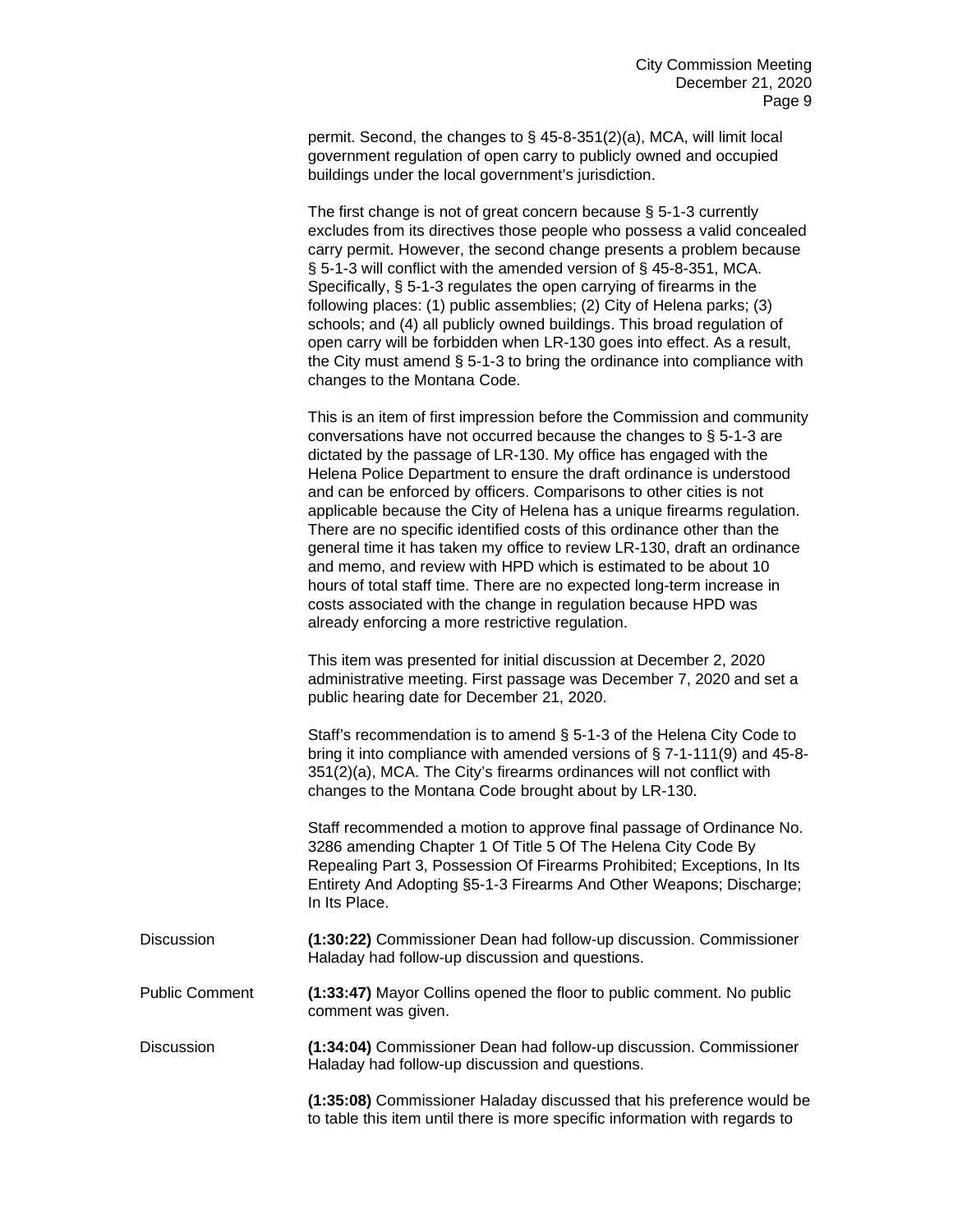permit. Second, the changes to § 45-8-351(2)(a), MCA, will limit local government regulation of open carry to publicly owned and occupied buildings under the local government's jurisdiction.

The first change is not of great concern because § 5-1-3 currently excludes from its directives those people who possess a valid concealed carry permit. However, the second change presents a problem because § 5-1-3 will conflict with the amended version of § 45-8-351, MCA. Specifically, § 5-1-3 regulates the open carrying of firearms in the following places: (1) public assemblies; (2) City of Helena parks; (3) schools; and (4) all publicly owned buildings. This broad regulation of open carry will be forbidden when LR-130 goes into effect. As a result, the City must amend § 5-1-3 to bring the ordinance into compliance with changes to the Montana Code.

This is an item of first impression before the Commission and community conversations have not occurred because the changes to § 5-1-3 are dictated by the passage of LR-130. My office has engaged with the Helena Police Department to ensure the draft ordinance is understood and can be enforced by officers. Comparisons to other cities is not applicable because the City of Helena has a unique firearms regulation. There are no specific identified costs of this ordinance other than the general time it has taken my office to review LR-130, draft an ordinance and memo, and review with HPD which is estimated to be about 10 hours of total staff time. There are no expected long-term increase in costs associated with the change in regulation because HPD was already enforcing a more restrictive regulation.

This item was presented for initial discussion at December 2, 2020 administrative meeting. First passage was December 7, 2020 and set a public hearing date for December 21, 2020.

Staff's recommendation is to amend § 5-1-3 of the Helena City Code to bring it into compliance with amended versions of § 7-1-111(9) and 45-8-351(2)(a), MCA. The City's firearms ordinances will not conflict with changes to the Montana Code brought about by LR-130.

Staff recommended a motion to approve final passage of Ordinance No. 3286 amending Chapter 1 Of Title 5 Of The Helena City Code By Repealing Part 3, Possession Of Firearms Prohibited; Exceptions, In Its Entirety And Adopting §5-1-3 Firearms And Other Weapons; Discharge; In Its Place.

Discussion

**(1:30:22)** Commissioner Dean had follow-up discussion. Commissioner Haladay had follow-up discussion and questions.

Public Comment

**(1:33:47)** Mayor Collins opened the floor to public comment. No public comment was given.

Discussion

**(1:34:04)** Commissioner Dean had follow-up discussion. Commissioner Haladay had follow-up discussion and questions.

**(1:35:08)** Commissioner Haladay discussed that his preference would be to table this item until there is more specific information with regards to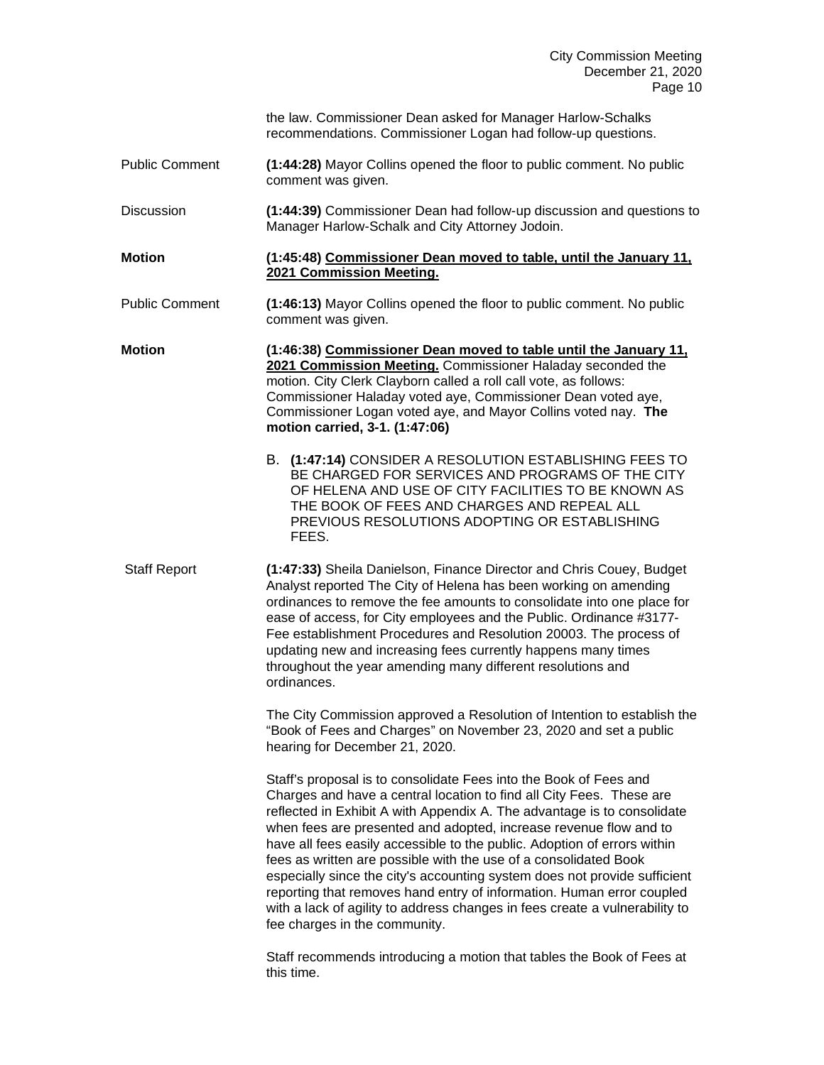the law. Commissioner Dean asked for Manager Harlow-Schalks recommendations. Commissioner Logan had follow-up questions.

Public Comment — **(1:44:28)** Mayor Collins opened the floor to public comment. No public comment was given.

Discussion — **(1:44:39)** Commissioner Dean had follow-up discussion and questions to Manager Harlow-Schalk and City Attorney Jodoin.

**Motion** — **(1:45:48) <u>Commissioner Dean moved to table, until the January 11, 2021 Commission Meeting.</u>**

Public Comment — **(1:46:13)** Mayor Collins opened the floor to public comment. No public comment was given.

**Motion** — **(1:46:38) <u>Commissioner Dean moved to table until the January 11, 2021 Commission Meeting.</u>** Commissioner Haladay seconded the motion. City Clerk Clayborn called a roll call vote, as follows: Commissioner Haladay voted aye, Commissioner Dean voted aye, Commissioner Logan voted aye, and Mayor Collins voted nay. **The motion carried, 3-1. (1:47:06)**

B. **(1:47:14)** CONSIDER A RESOLUTION ESTABLISHING FEES TO BE CHARGED FOR SERVICES AND PROGRAMS OF THE CITY OF HELENA AND USE OF CITY FACILITIES TO BE KNOWN AS THE BOOK OF FEES AND CHARGES AND REPEAL ALL PREVIOUS RESOLUTIONS ADOPTING OR ESTABLISHING FEES.

Staff Report — **(1:47:33)** Sheila Danielson, Finance Director and Chris Couey, Budget Analyst reported The City of Helena has been working on amending ordinances to remove the fee amounts to consolidate into one place for ease of access, for City employees and the Public. Ordinance #3177-Fee establishment Procedures and Resolution 20003. The process of updating new and increasing fees currently happens many times throughout the year amending many different resolutions and ordinances.

The City Commission approved a Resolution of Intention to establish the "Book of Fees and Charges" on November 23, 2020 and set a public hearing for December 21, 2020.

Staff's proposal is to consolidate Fees into the Book of Fees and Charges and have a central location to find all City Fees. These are reflected in Exhibit A with Appendix A. The advantage is to consolidate when fees are presented and adopted, increase revenue flow and to have all fees easily accessible to the public. Adoption of errors within fees as written are possible with the use of a consolidated Book especially since the city's accounting system does not provide sufficient reporting that removes hand entry of information. Human error coupled with a lack of agility to address changes in fees create a vulnerability to fee charges in the community.

Staff recommends introducing a motion that tables the Book of Fees at this time.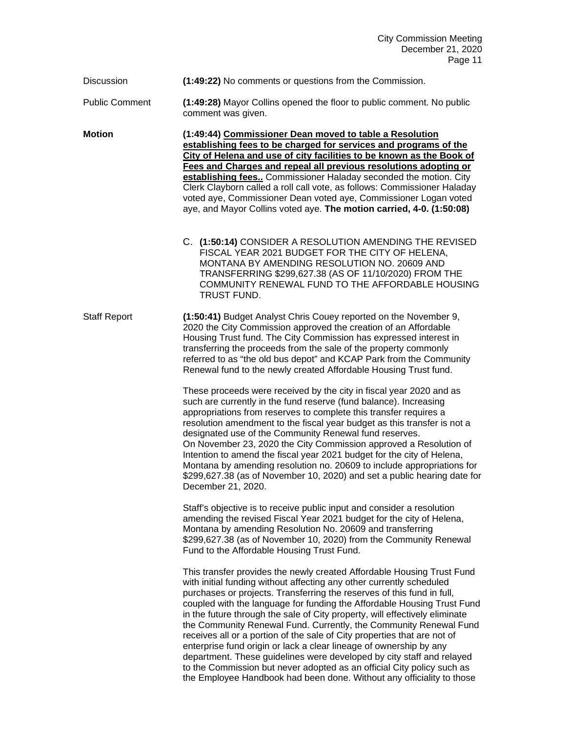Discussion **(1:49:22)** No comments or questions from the Commission.

Public Comment **(1:49:28)** Mayor Collins opened the floor to public comment. No public comment was given.

**Motion** **(1:49:44) Commissioner Dean moved to table a Resolution establishing fees to be charged for services and programs of the City of Helena and use of city facilities to be known as the Book of Fees and Charges and repeal all previous resolutions adopting or establishing fees..** Commissioner Haladay seconded the motion. City Clerk Clayborn called a roll call vote, as follows: Commissioner Haladay voted aye, Commissioner Dean voted aye, Commissioner Logan voted aye, and Mayor Collins voted aye. **The motion carried, 4-0. (1:50:08)**

C. **(1:50:14)** CONSIDER A RESOLUTION AMENDING THE REVISED FISCAL YEAR 2021 BUDGET FOR THE CITY OF HELENA, MONTANA BY AMENDING RESOLUTION NO. 20609 AND TRANSFERRING $299,627.38 (AS OF 11/10/2020) FROM THE COMMUNITY RENEWAL FUND TO THE AFFORDABLE HOUSING TRUST FUND.

Staff Report **(1:50:41)** Budget Analyst Chris Couey reported on the November 9, 2020 the City Commission approved the creation of an Affordable Housing Trust fund. The City Commission has expressed interest in transferring the proceeds from the sale of the property commonly referred to as "the old bus depot" and KCAP Park from the Community Renewal fund to the newly created Affordable Housing Trust fund.

These proceeds were received by the city in fiscal year 2020 and as such are currently in the fund reserve (fund balance). Increasing appropriations from reserves to complete this transfer requires a resolution amendment to the fiscal year budget as this transfer is not a designated use of the Community Renewal fund reserves.
On November 23, 2020 the City Commission approved a Resolution of Intention to amend the fiscal year 2021 budget for the city of Helena, Montana by amending resolution no. 20609 to include appropriations for $299,627.38 (as of November 10, 2020) and set a public hearing date for December 21, 2020.

Staff's objective is to receive public input and consider a resolution amending the revised Fiscal Year 2021 budget for the city of Helena, Montana by amending Resolution No. 20609 and transferring $299,627.38 (as of November 10, 2020) from the Community Renewal Fund to the Affordable Housing Trust Fund.

This transfer provides the newly created Affordable Housing Trust Fund with initial funding without affecting any other currently scheduled purchases or projects. Transferring the reserves of this fund in full, coupled with the language for funding the Affordable Housing Trust Fund in the future through the sale of City property, will effectively eliminate the Community Renewal Fund. Currently, the Community Renewal Fund receives all or a portion of the sale of City properties that are not of enterprise fund origin or lack a clear lineage of ownership by any department. These guidelines were developed by city staff and relayed to the Commission but never adopted as an official City policy such as the Employee Handbook had been done. Without any officiality to those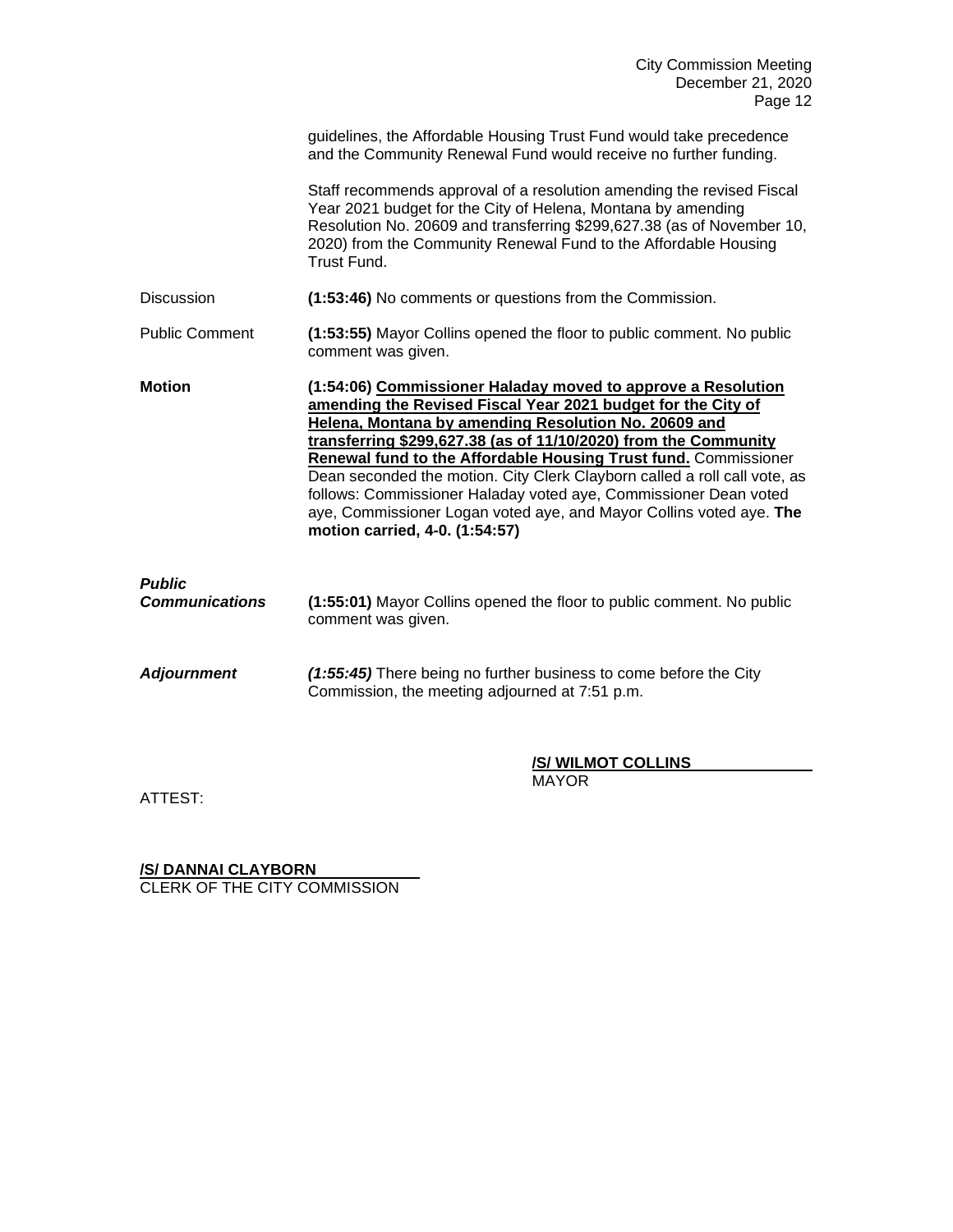guidelines, the Affordable Housing Trust Fund would take precedence and the Community Renewal Fund would receive no further funding.

Staff recommends approval of a resolution amending the revised Fiscal Year 2021 budget for the City of Helena, Montana by amending Resolution No. 20609 and transferring $299,627.38 (as of November 10, 2020) from the Community Renewal Fund to the Affordable Housing Trust Fund.

Discussion **(1:53:46)** No comments or questions from the Commission.

Public Comment **(1:53:55)** Mayor Collins opened the floor to public comment. No public comment was given.

**Motion** **(1:54:06) Commissioner Haladay moved to approve a Resolution amending the Revised Fiscal Year 2021 budget for the City of Helena, Montana by amending Resolution No. 20609 and transferring $299,627.38 (as of 11/10/2020) from the Community Renewal fund to the Affordable Housing Trust fund.** Commissioner Dean seconded the motion. City Clerk Clayborn called a roll call vote, as follows: Commissioner Haladay voted aye, Commissioner Dean voted aye, Commissioner Logan voted aye, and Mayor Collins voted aye. **The motion carried, 4-0. (1:54:57)**

***Public Communications*** **(1:55:01)** Mayor Collins opened the floor to public comment. No public comment was given.

***Adjournment*** ***(1:55:45)*** There being no further business to come before the City Commission, the meeting adjourned at 7:51 p.m.

**/S/ WILMOT COLLINS**
MAYOR

ATTEST:

**/S/ DANNAI CLAYBORN**
CLERK OF THE CITY COMMISSION